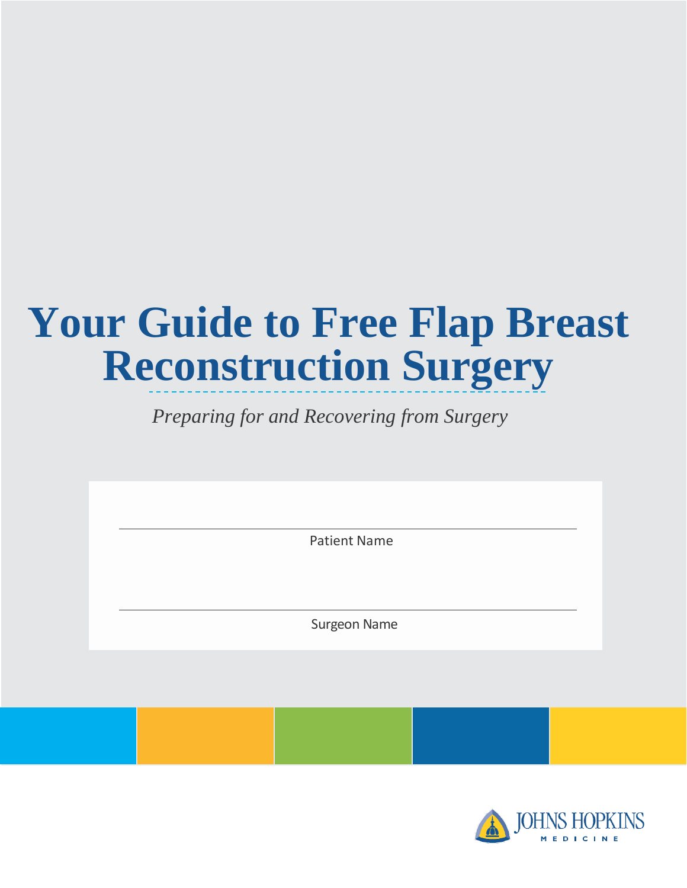# Your Guide to Free Flap Breast Reconstruction Surgery

*Preparing for and Recovering from Surgery*

Patient Name

Surgeon Name

JOHNS HOPKINS MEDICINE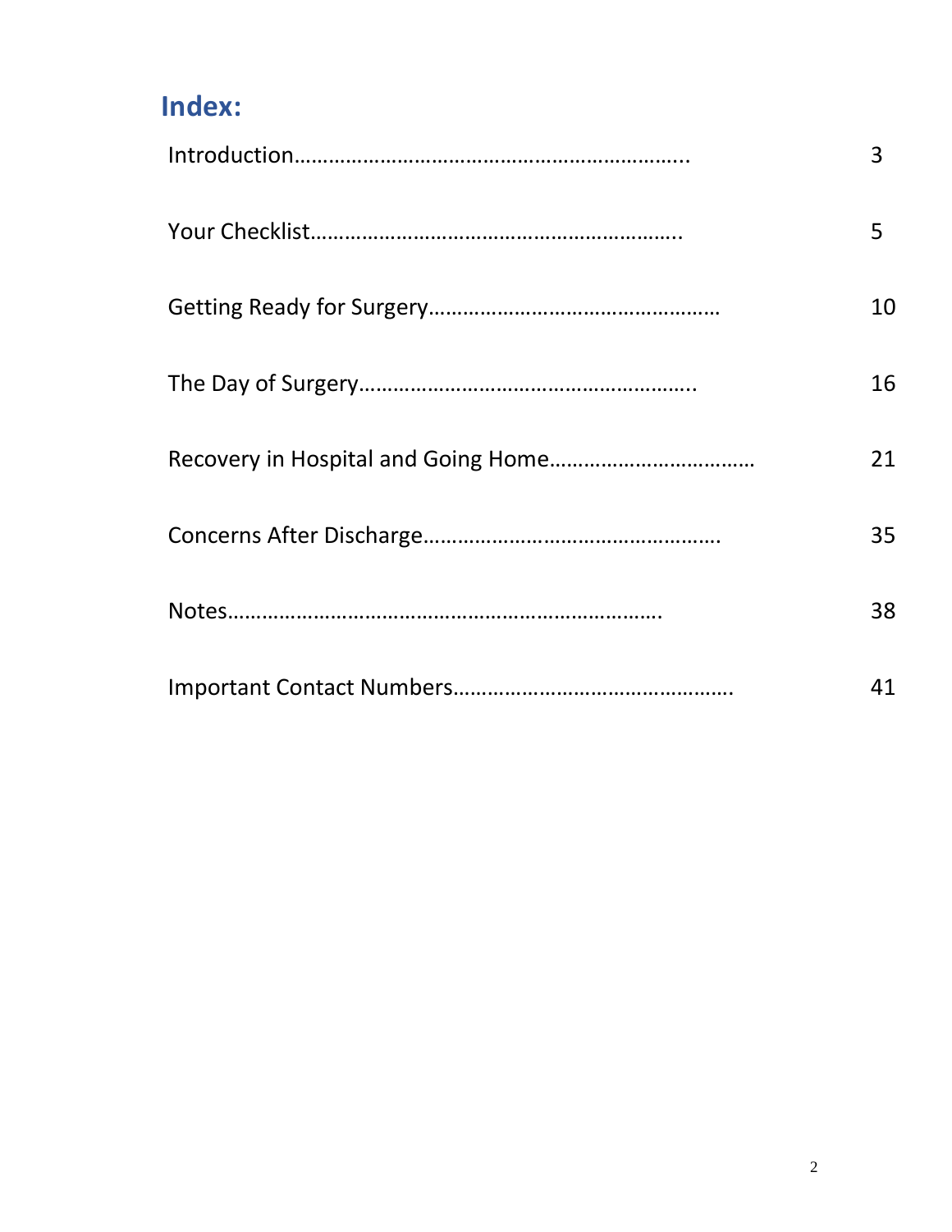## Index:

| | |
|---|---|
| Introduction | 3 |
| Your Checklist | 5 |
| Getting Ready for Surgery | 10 |
| The Day of Surgery | 16 |
| Recovery in Hospital and Going Home | 21 |
| Concerns After Discharge | 35 |
| Notes | 38 |
| Important Contact Numbers | 41 |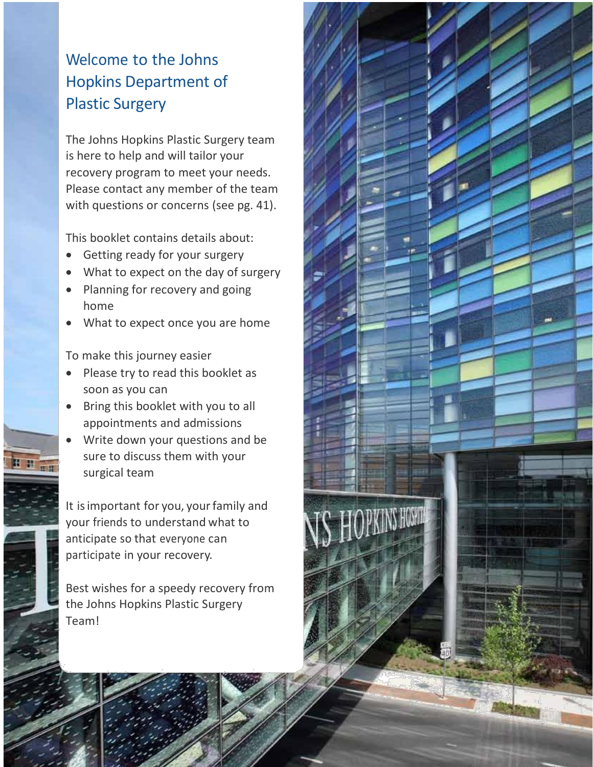# Welcome to the Johns Hopkins Department of Plastic Surgery

The Johns Hopkins Plastic Surgery team is here to help and will tailor your recovery program to meet your needs. Please contact any member of the team with questions or concerns (see pg. 41).

This booklet contains details about:

- Getting ready for your surgery
- What to expect on the day of surgery
- Planning for recovery and going home
- What to expect once you are home

To make this journey easier

- Please try to read this booklet as soon as you can
- Bring this booklet with you to all appointments and admissions
- Write down your questions and be sure to discuss them with your surgical team

It is important for you, your family and your friends to understand what to anticipate so that everyone can participate in your recovery.

Best wishes for a speedy recovery from the Johns Hopkins Plastic Surgery Team!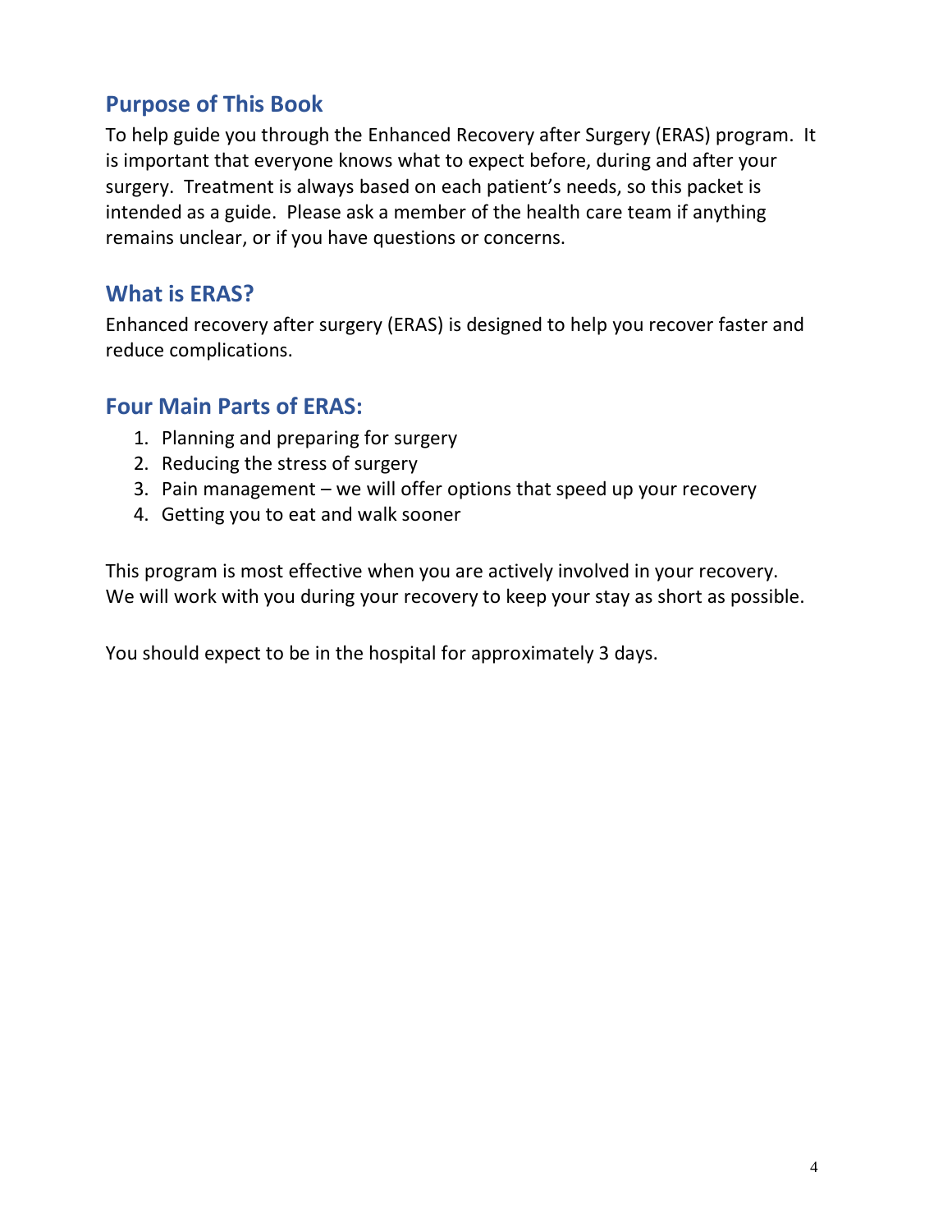## Purpose of This Book

To help guide you through the Enhanced Recovery after Surgery (ERAS) program. It is important that everyone knows what to expect before, during and after your surgery. Treatment is always based on each patient's needs, so this packet is intended as a guide. Please ask a member of the health care team if anything remains unclear, or if you have questions or concerns.

## What is ERAS?

Enhanced recovery after surgery (ERAS) is designed to help you recover faster and reduce complications.

## Four Main Parts of ERAS:

1. Planning and preparing for surgery
2. Reducing the stress of surgery
3. Pain management – we will offer options that speed up your recovery
4. Getting you to eat and walk sooner

This program is most effective when you are actively involved in your recovery. We will work with you during your recovery to keep your stay as short as possible.

You should expect to be in the hospital for approximately 3 days.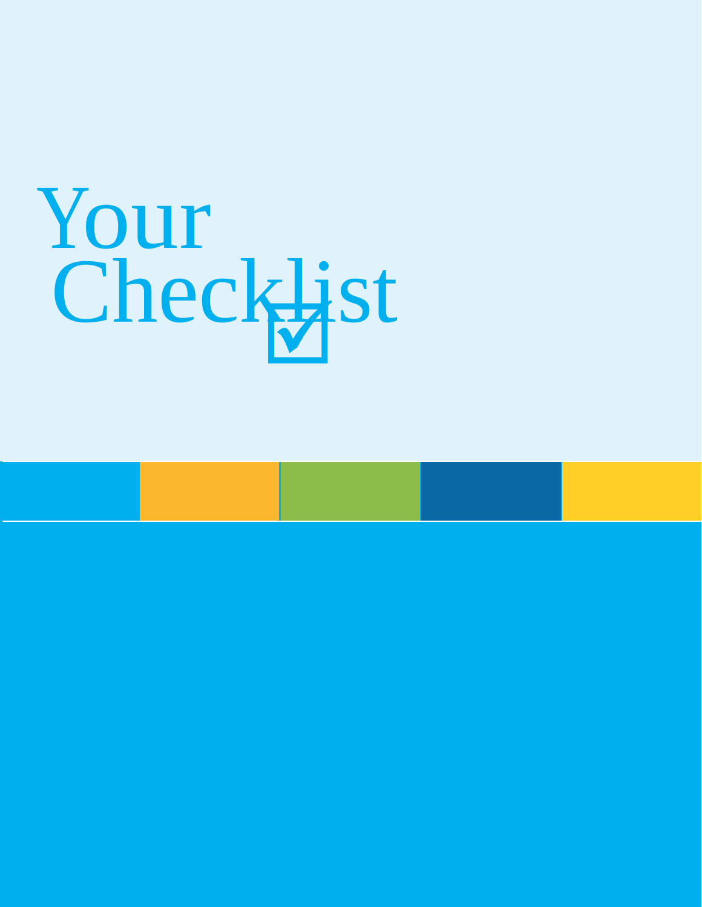# Your Checklist ☑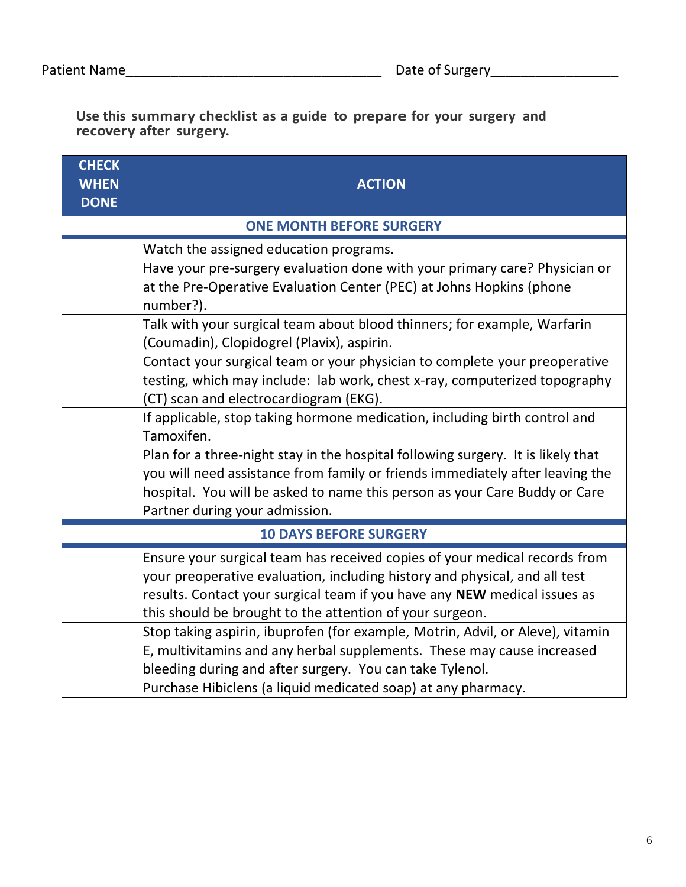Patient Name__________________________________ Date of Surgery________________

**Use this summary checklist as a guide to prepare for your surgery and recovery after surgery.**

| CHECK WHEN DONE | ACTION |
|---|---|
| | **ONE MONTH BEFORE SURGERY** |
| | Watch the assigned education programs. |
| | Have your pre-surgery evaluation done with your primary care? Physician or at the Pre-Operative Evaluation Center (PEC) at Johns Hopkins (phone number?). |
| | Talk with your surgical team about blood thinners; for example, Warfarin (Coumadin), Clopidogrel (Plavix), aspirin. |
| | Contact your surgical team or your physician to complete your preoperative testing, which may include: lab work, chest x-ray, computerized topography (CT) scan and electrocardiogram (EKG). |
| | If applicable, stop taking hormone medication, including birth control and Tamoxifen. |
| | Plan for a three-night stay in the hospital following surgery. It is likely that you will need assistance from family or friends immediately after leaving the hospital. You will be asked to name this person as your Care Buddy or Care Partner during your admission. |
| | **10 DAYS BEFORE SURGERY** |
| | Ensure your surgical team has received copies of your medical records from your preoperative evaluation, including history and physical, and all test results. Contact your surgical team if you have any **NEW** medical issues as this should be brought to the attention of your surgeon. |
| | Stop taking aspirin, ibuprofen (for example, Motrin, Advil, or Aleve), vitamin E, multivitamins and any herbal supplements. These may cause increased bleeding during and after surgery. You can take Tylenol. |
| | Purchase Hibiclens (a liquid medicated soap) at any pharmacy. |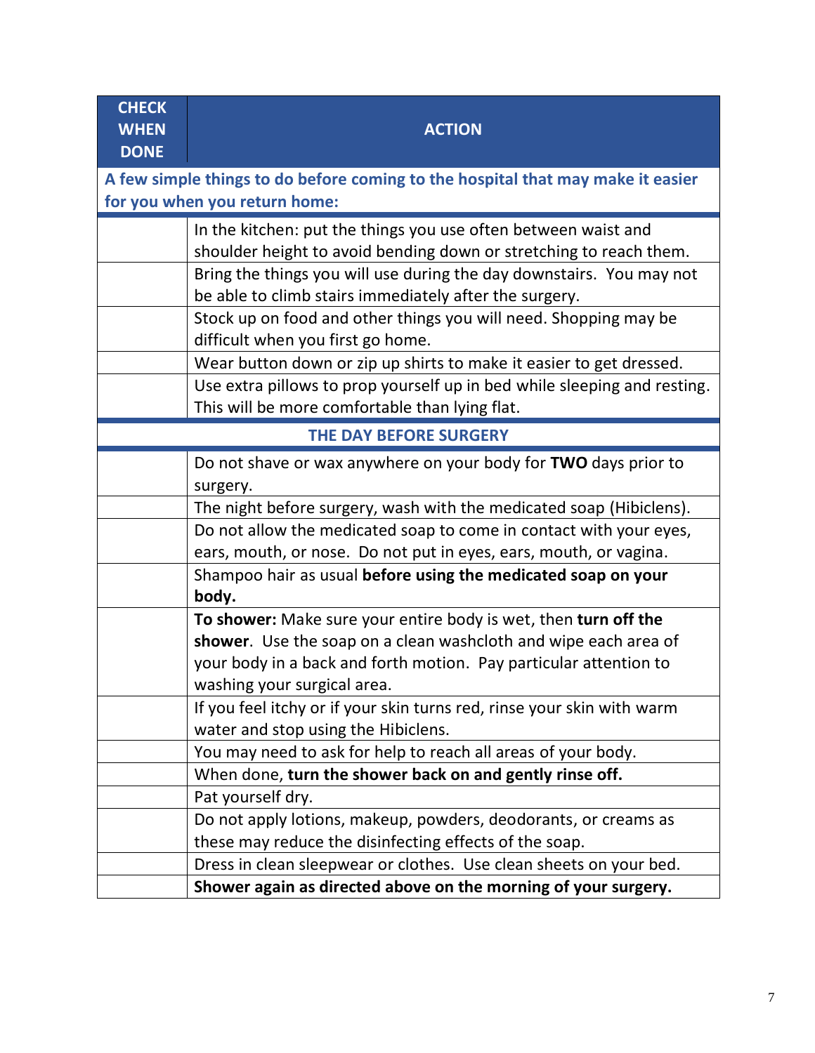| CHECK WHEN DONE | ACTION |
| --- | --- |
| **A few simple things to do before coming to the hospital that may make it easier for you when you return home:** | |
| | In the kitchen: put the things you use often between waist and shoulder height to avoid bending down or stretching to reach them. |
| | Bring the things you will use during the day downstairs. You may not be able to climb stairs immediately after the surgery. |
| | Stock up on food and other things you will need. Shopping may be difficult when you first go home. |
| | Wear button down or zip up shirts to make it easier to get dressed. |
| | Use extra pillows to prop yourself up in bed while sleeping and resting. This will be more comfortable than lying flat. |
| **THE DAY BEFORE SURGERY** | |
| | Do not shave or wax anywhere on your body for **TWO** days prior to surgery. |
| | The night before surgery, wash with the medicated soap (Hibiclens). |
| | Do not allow the medicated soap to come in contact with your eyes, ears, mouth, or nose. Do not put in eyes, ears, mouth, or vagina. |
| | Shampoo hair as usual **before using the medicated soap on your body.** |
| | **To shower:** Make sure your entire body is wet, then **turn off the shower**. Use the soap on a clean washcloth and wipe each area of your body in a back and forth motion. Pay particular attention to washing your surgical area. |
| | If you feel itchy or if your skin turns red, rinse your skin with warm water and stop using the Hibiclens. |
| | You may need to ask for help to reach all areas of your body. |
| | When done, **turn the shower back on and gently rinse off.** |
| | Pat yourself dry. |
| | Do not apply lotions, makeup, powders, deodorants, or creams as these may reduce the disinfecting effects of the soap. |
| | Dress in clean sleepwear or clothes. Use clean sheets on your bed. |
| | **Shower again as directed above on the morning of your surgery.** |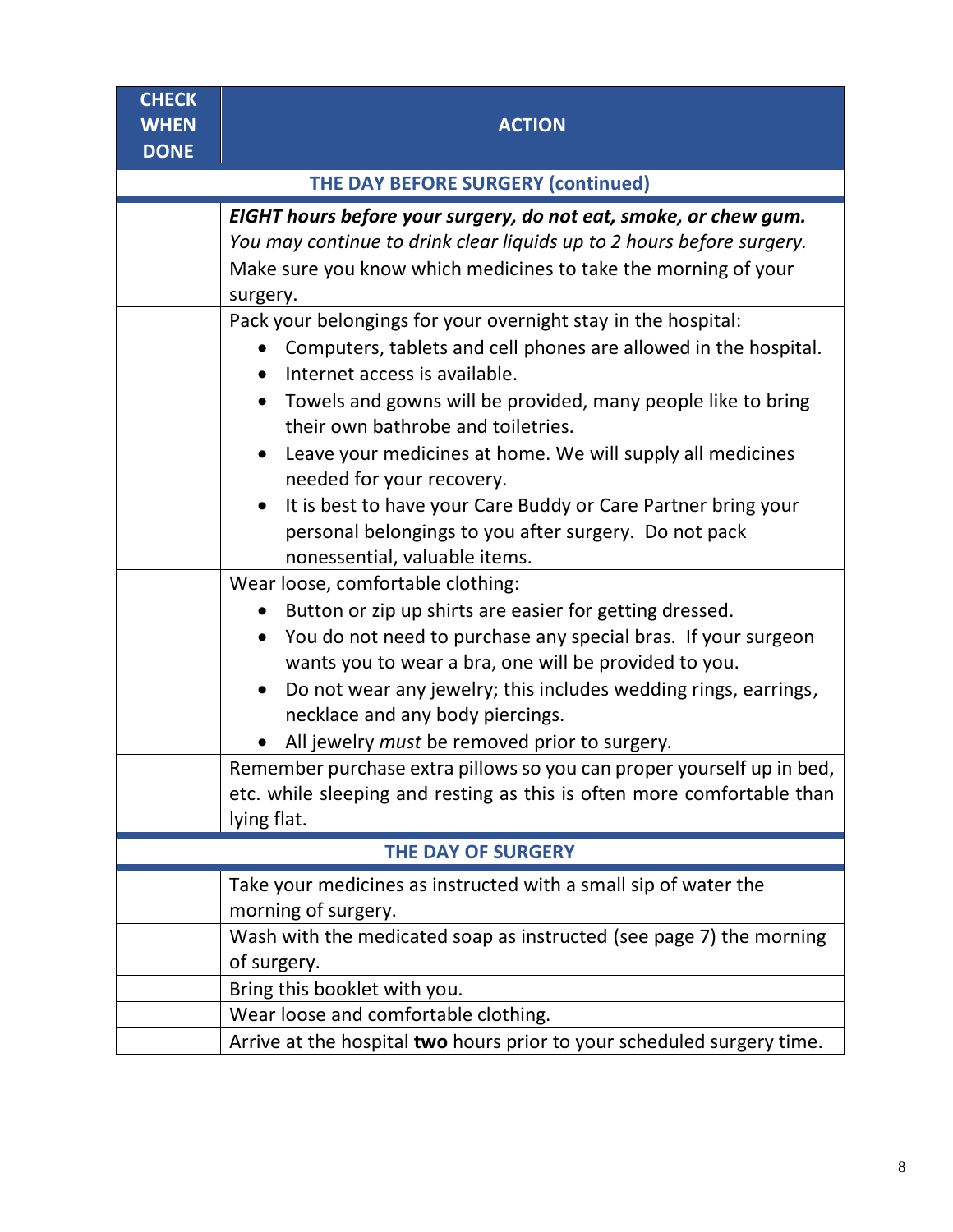| CHECK WHEN DONE | ACTION |
|---|---|
| | **THE DAY BEFORE SURGERY (continued)** |
| | ***EIGHT hours before your surgery, do not eat, smoke, or chew gum.*** *You may continue to drink clear liquids up to 2 hours before surgery.* |
| | Make sure you know which medicines to take the morning of your surgery. |
| | Pack your belongings for your overnight stay in the hospital:<br>• Computers, tablets and cell phones are allowed in the hospital.<br>• Internet access is available.<br>• Towels and gowns will be provided, many people like to bring their own bathrobe and toiletries.<br>• Leave your medicines at home. We will supply all medicines needed for your recovery.<br>• It is best to have your Care Buddy or Care Partner bring your personal belongings to you after surgery. Do not pack nonessential, valuable items. |
| | Wear loose, comfortable clothing:<br>• Button or zip up shirts are easier for getting dressed.<br>• You do not need to purchase any special bras. If your surgeon wants you to wear a bra, one will be provided to you.<br>• Do not wear any jewelry; this includes wedding rings, earrings, necklace and any body piercings.<br>• All jewelry *must* be removed prior to surgery. |
| | Remember purchase extra pillows so you can proper yourself up in bed, etc. while sleeping and resting as this is often more comfortable than lying flat. |
| | **THE DAY OF SURGERY** |
| | Take your medicines as instructed with a small sip of water the morning of surgery. |
| | Wash with the medicated soap as instructed (see page 7) the morning of surgery. |
| | Bring this booklet with you. |
| | Wear loose and comfortable clothing. |
| | Arrive at the hospital **two** hours prior to your scheduled surgery time. |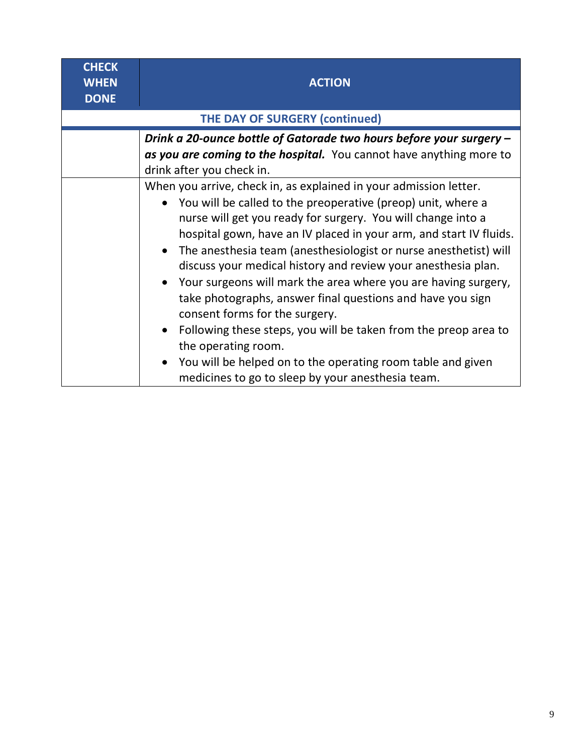| CHECK WHEN DONE | ACTION |
|---|---|
| | **THE DAY OF SURGERY (continued)** |
| | ***Drink a 20-ounce bottle of Gatorade two hours before your surgery – as you are coming to the hospital.*** You cannot have anything more to drink after you check in. |
| | When you arrive, check in, as explained in your admission letter.<br>• You will be called to the preoperative (preop) unit, where a nurse will get you ready for surgery. You will change into a hospital gown, have an IV placed in your arm, and start IV fluids.<br>• The anesthesia team (anesthesiologist or nurse anesthetist) will discuss your medical history and review your anesthesia plan.<br>• Your surgeons will mark the area where you are having surgery, take photographs, answer final questions and have you sign consent forms for the surgery.<br>• Following these steps, you will be taken from the preop area to the operating room.<br>• You will be helped on to the operating room table and given medicines to go to sleep by your anesthesia team. |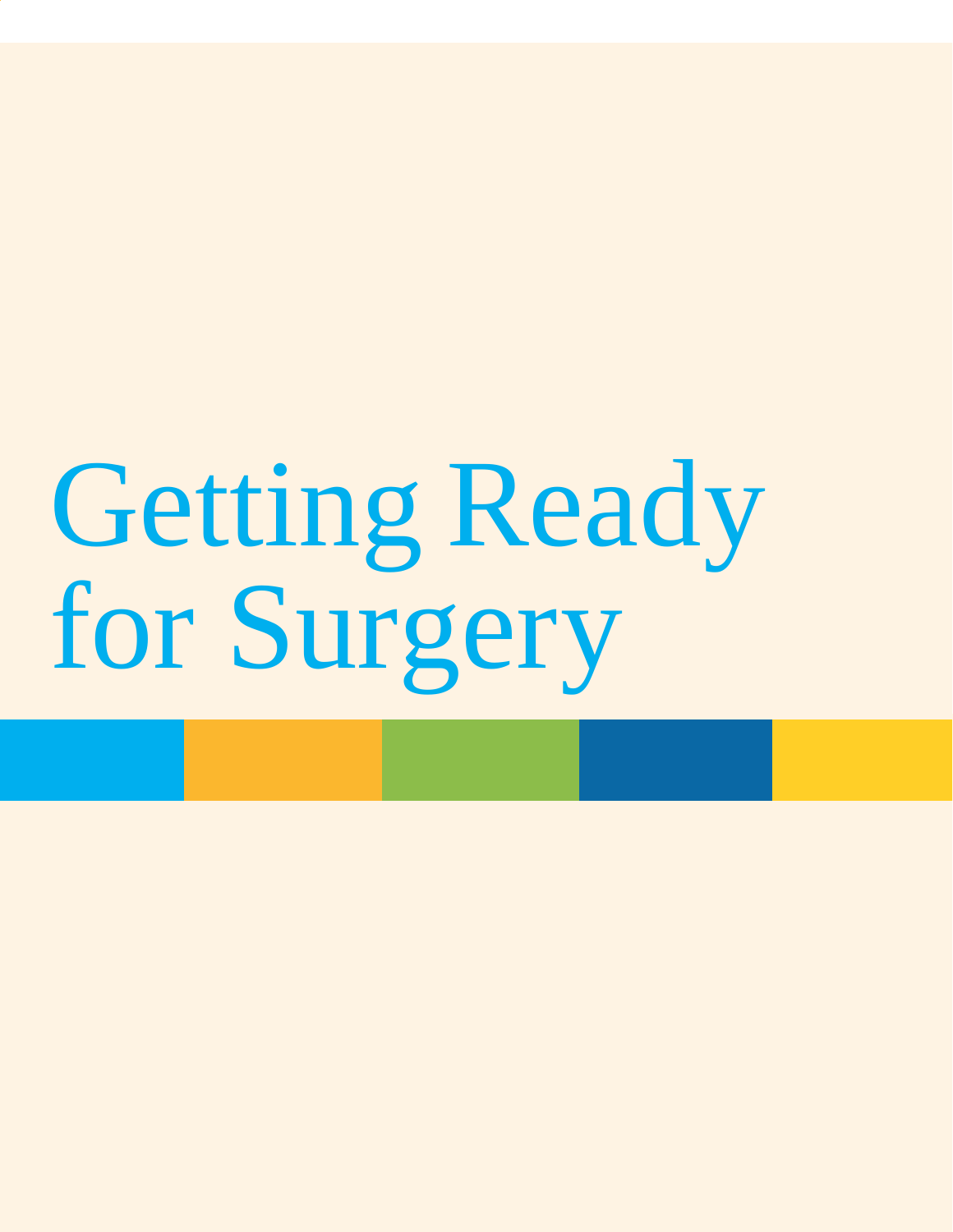# Getting Ready for Surgery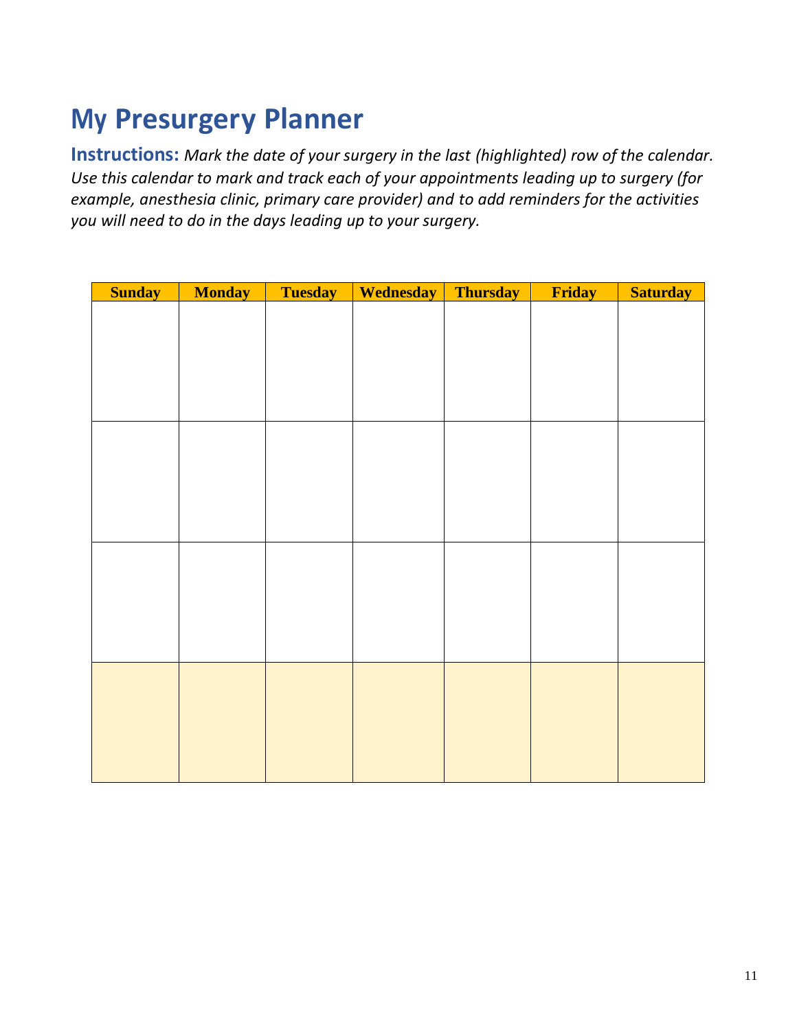# My Presurgery Planner

**Instructions:** *Mark the date of your surgery in the last (highlighted) row of the calendar. Use this calendar to mark and track each of your appointments leading up to surgery (for example, anesthesia clinic, primary care provider) and to add reminders for the activities you will need to do in the days leading up to your surgery.*

| Sunday | Monday | Tuesday | Wednesday | Thursday | Friday | Saturday |
|---|---|---|---|---|---|---|
| | | | | | | |
| | | | | | | |
| | | | | | | |
| | | | | | | |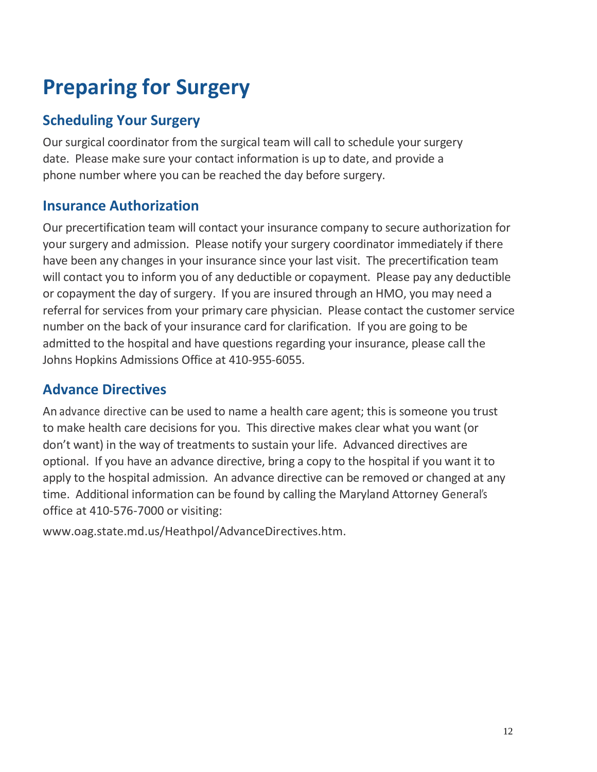# Preparing for Surgery

## Scheduling Your Surgery

Our surgical coordinator from the surgical team will call to schedule your surgery date. Please make sure your contact information is up to date, and provide a phone number where you can be reached the day before surgery.

## Insurance Authorization

Our precertification team will contact your insurance company to secure authorization for your surgery and admission. Please notify your surgery coordinator immediately if there have been any changes in your insurance since your last visit. The precertification team will contact you to inform you of any deductible or copayment. Please pay any deductible or copayment the day of surgery. If you are insured through an HMO, you may need a referral for services from your primary care physician. Please contact the customer service number on the back of your insurance card for clarification. If you are going to be admitted to the hospital and have questions regarding your insurance, please call the Johns Hopkins Admissions Office at 410-955-6055.

## Advance Directives

An advance directive can be used to name a health care agent; this is someone you trust to make health care decisions for you. This directive makes clear what you want (or don't want) in the way of treatments to sustain your life. Advanced directives are optional. If you have an advance directive, bring a copy to the hospital if you want it to apply to the hospital admission. An advance directive can be removed or changed at any time. Additional information can be found by calling the Maryland Attorney General's office at 410-576-7000 or visiting:

www.oag.state.md.us/Heathpol/AdvanceDirectives.htm.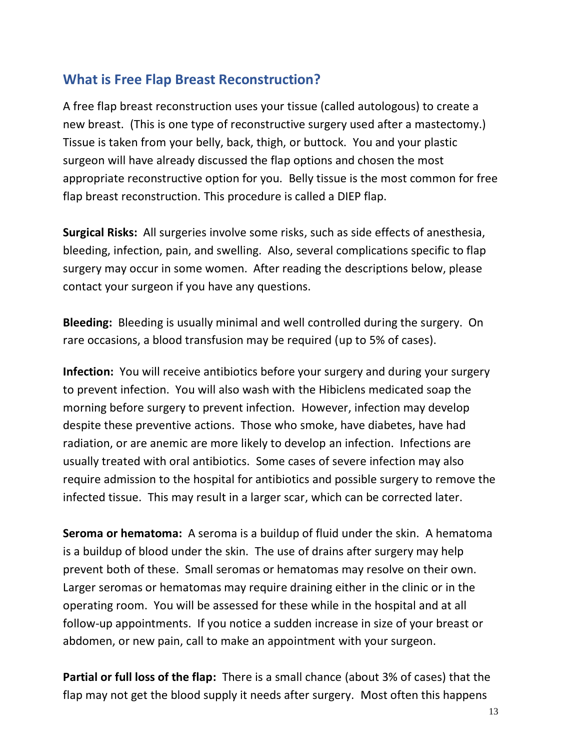## What is Free Flap Breast Reconstruction?

A free flap breast reconstruction uses your tissue (called autologous) to create a new breast. (This is one type of reconstructive surgery used after a mastectomy.) Tissue is taken from your belly, back, thigh, or buttock. You and your plastic surgeon will have already discussed the flap options and chosen the most appropriate reconstructive option for you. Belly tissue is the most common for free flap breast reconstruction. This procedure is called a DIEP flap.

**Surgical Risks:** All surgeries involve some risks, such as side effects of anesthesia, bleeding, infection, pain, and swelling. Also, several complications specific to flap surgery may occur in some women. After reading the descriptions below, please contact your surgeon if you have any questions.

**Bleeding:** Bleeding is usually minimal and well controlled during the surgery. On rare occasions, a blood transfusion may be required (up to 5% of cases).

**Infection:** You will receive antibiotics before your surgery and during your surgery to prevent infection. You will also wash with the Hibiclens medicated soap the morning before surgery to prevent infection. However, infection may develop despite these preventive actions. Those who smoke, have diabetes, have had radiation, or are anemic are more likely to develop an infection. Infections are usually treated with oral antibiotics. Some cases of severe infection may also require admission to the hospital for antibiotics and possible surgery to remove the infected tissue. This may result in a larger scar, which can be corrected later.

**Seroma or hematoma:** A seroma is a buildup of fluid under the skin. A hematoma is a buildup of blood under the skin. The use of drains after surgery may help prevent both of these. Small seromas or hematomas may resolve on their own. Larger seromas or hematomas may require draining either in the clinic or in the operating room. You will be assessed for these while in the hospital and at all follow-up appointments. If you notice a sudden increase in size of your breast or abdomen, or new pain, call to make an appointment with your surgeon.

**Partial or full loss of the flap:** There is a small chance (about 3% of cases) that the flap may not get the blood supply it needs after surgery. Most often this happens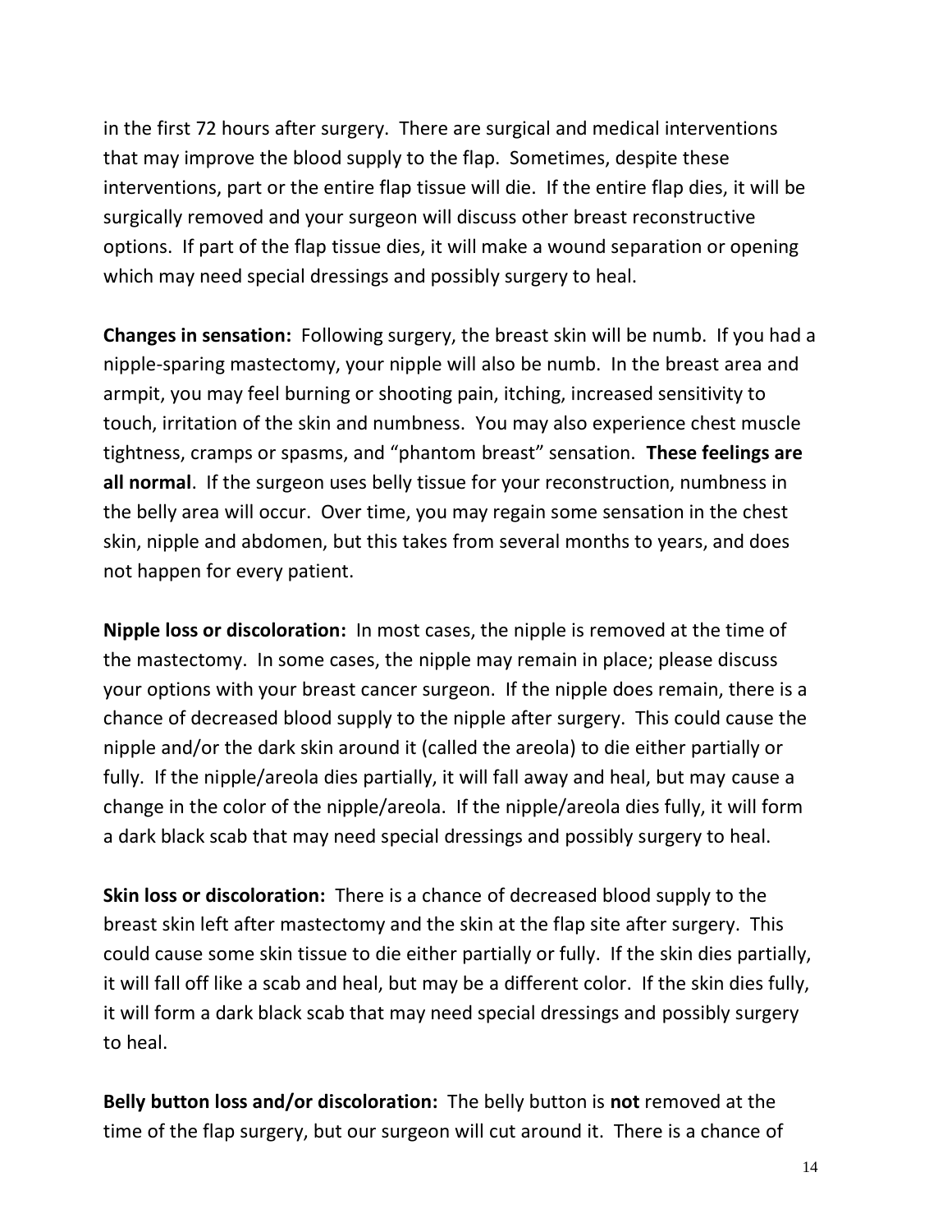in the first 72 hours after surgery. There are surgical and medical interventions that may improve the blood supply to the flap. Sometimes, despite these interventions, part or the entire flap tissue will die. If the entire flap dies, it will be surgically removed and your surgeon will discuss other breast reconstructive options. If part of the flap tissue dies, it will make a wound separation or opening which may need special dressings and possibly surgery to heal.

**Changes in sensation:** Following surgery, the breast skin will be numb. If you had a nipple-sparing mastectomy, your nipple will also be numb. In the breast area and armpit, you may feel burning or shooting pain, itching, increased sensitivity to touch, irritation of the skin and numbness. You may also experience chest muscle tightness, cramps or spasms, and "phantom breast" sensation. **These feelings are all normal**. If the surgeon uses belly tissue for your reconstruction, numbness in the belly area will occur. Over time, you may regain some sensation in the chest skin, nipple and abdomen, but this takes from several months to years, and does not happen for every patient.

**Nipple loss or discoloration:** In most cases, the nipple is removed at the time of the mastectomy. In some cases, the nipple may remain in place; please discuss your options with your breast cancer surgeon. If the nipple does remain, there is a chance of decreased blood supply to the nipple after surgery. This could cause the nipple and/or the dark skin around it (called the areola) to die either partially or fully. If the nipple/areola dies partially, it will fall away and heal, but may cause a change in the color of the nipple/areola. If the nipple/areola dies fully, it will form a dark black scab that may need special dressings and possibly surgery to heal.

**Skin loss or discoloration:** There is a chance of decreased blood supply to the breast skin left after mastectomy and the skin at the flap site after surgery. This could cause some skin tissue to die either partially or fully. If the skin dies partially, it will fall off like a scab and heal, but may be a different color. If the skin dies fully, it will form a dark black scab that may need special dressings and possibly surgery to heal.

**Belly button loss and/or discoloration:** The belly button is **not** removed at the time of the flap surgery, but our surgeon will cut around it. There is a chance of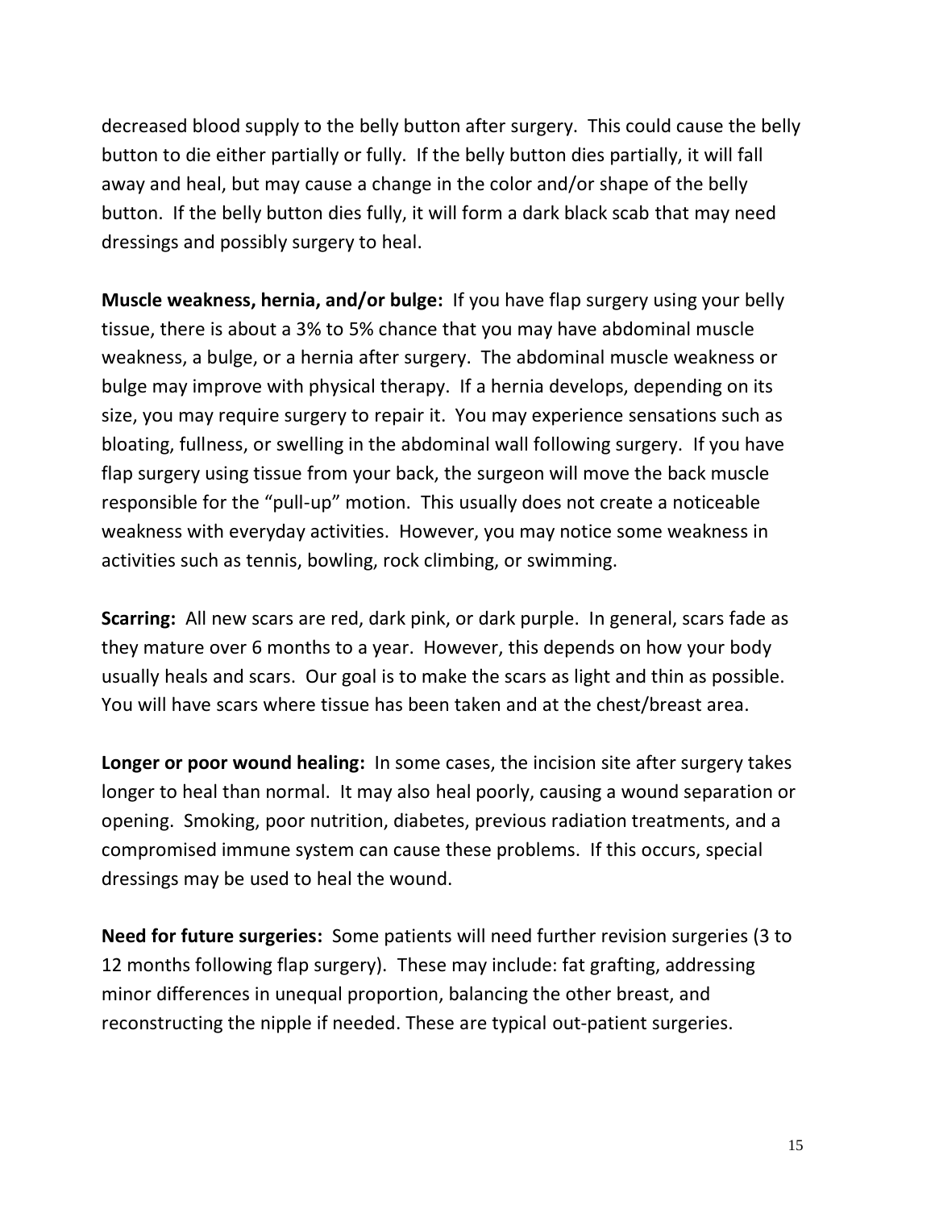decreased blood supply to the belly button after surgery. This could cause the belly button to die either partially or fully. If the belly button dies partially, it will fall away and heal, but may cause a change in the color and/or shape of the belly button. If the belly button dies fully, it will form a dark black scab that may need dressings and possibly surgery to heal.

**Muscle weakness, hernia, and/or bulge:** If you have flap surgery using your belly tissue, there is about a 3% to 5% chance that you may have abdominal muscle weakness, a bulge, or a hernia after surgery. The abdominal muscle weakness or bulge may improve with physical therapy. If a hernia develops, depending on its size, you may require surgery to repair it. You may experience sensations such as bloating, fullness, or swelling in the abdominal wall following surgery. If you have flap surgery using tissue from your back, the surgeon will move the back muscle responsible for the "pull-up" motion. This usually does not create a noticeable weakness with everyday activities. However, you may notice some weakness in activities such as tennis, bowling, rock climbing, or swimming.

**Scarring:** All new scars are red, dark pink, or dark purple. In general, scars fade as they mature over 6 months to a year. However, this depends on how your body usually heals and scars. Our goal is to make the scars as light and thin as possible. You will have scars where tissue has been taken and at the chest/breast area.

**Longer or poor wound healing:** In some cases, the incision site after surgery takes longer to heal than normal. It may also heal poorly, causing a wound separation or opening. Smoking, poor nutrition, diabetes, previous radiation treatments, and a compromised immune system can cause these problems. If this occurs, special dressings may be used to heal the wound.

**Need for future surgeries:** Some patients will need further revision surgeries (3 to 12 months following flap surgery). These may include: fat grafting, addressing minor differences in unequal proportion, balancing the other breast, and reconstructing the nipple if needed. These are typical out-patient surgeries.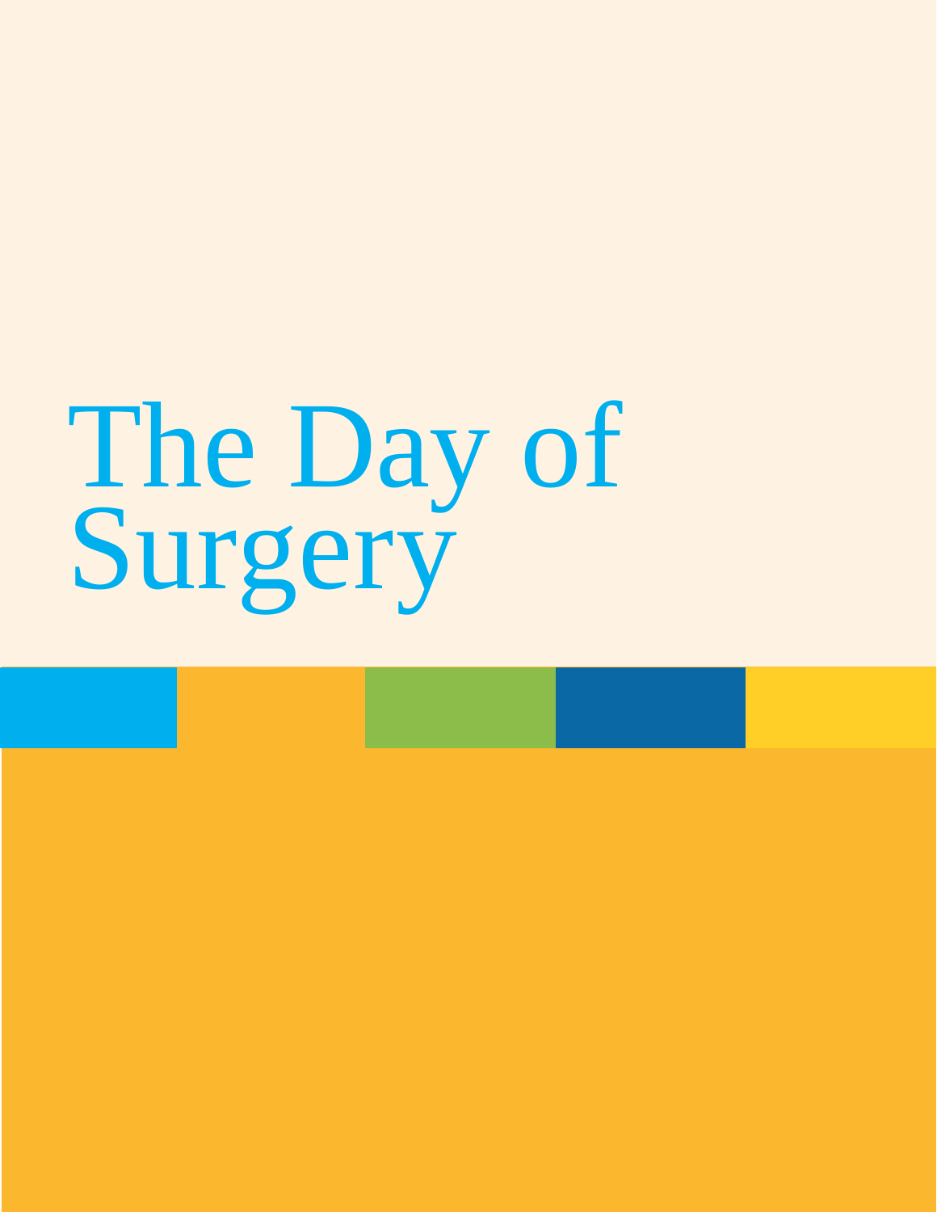# The Day of Surgery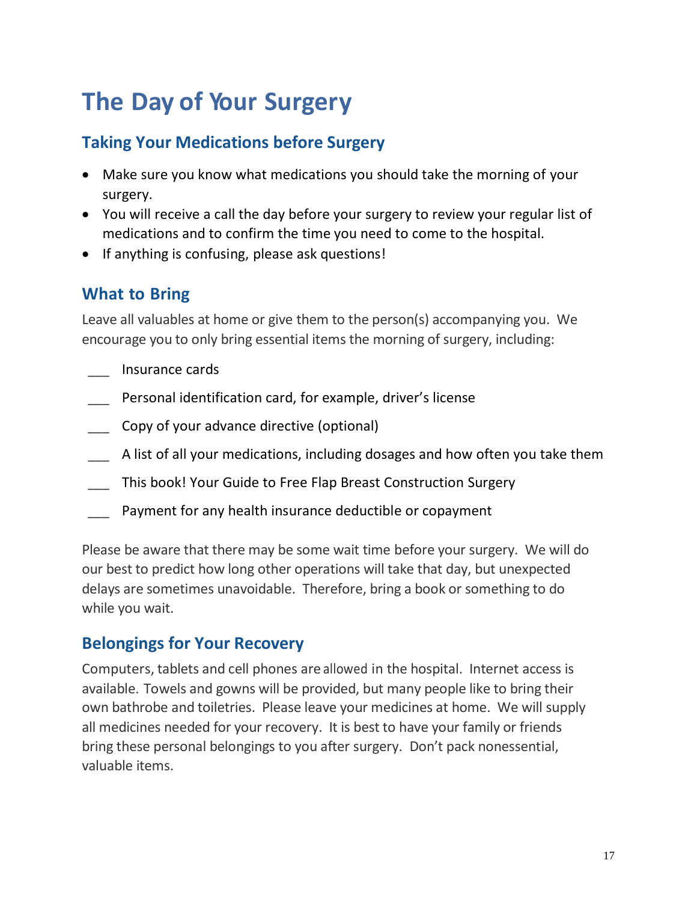# The Day of Your Surgery

## Taking Your Medications before Surgery

- Make sure you know what medications you should take the morning of your surgery.
- You will receive a call the day before your surgery to review your regular list of medications and to confirm the time you need to come to the hospital.
- If anything is confusing, please ask questions!

## What to Bring

Leave all valuables at home or give them to the person(s) accompanying you. We encourage you to only bring essential items the morning of surgery, including:

___ Insurance cards

___ Personal identification card, for example, driver's license

___ Copy of your advance directive (optional)

___ A list of all your medications, including dosages and how often you take them

___ This book! Your Guide to Free Flap Breast Construction Surgery

___ Payment for any health insurance deductible or copayment

Please be aware that there may be some wait time before your surgery. We will do our best to predict how long other operations will take that day, but unexpected delays are sometimes unavoidable. Therefore, bring a book or something to do while you wait.

## Belongings for Your Recovery

Computers, tablets and cell phones are allowed in the hospital. Internet access is available. Towels and gowns will be provided, but many people like to bring their own bathrobe and toiletries. Please leave your medicines at home. We will supply all medicines needed for your recovery. It is best to have your family or friends bring these personal belongings to you after surgery. Don't pack nonessential, valuable items.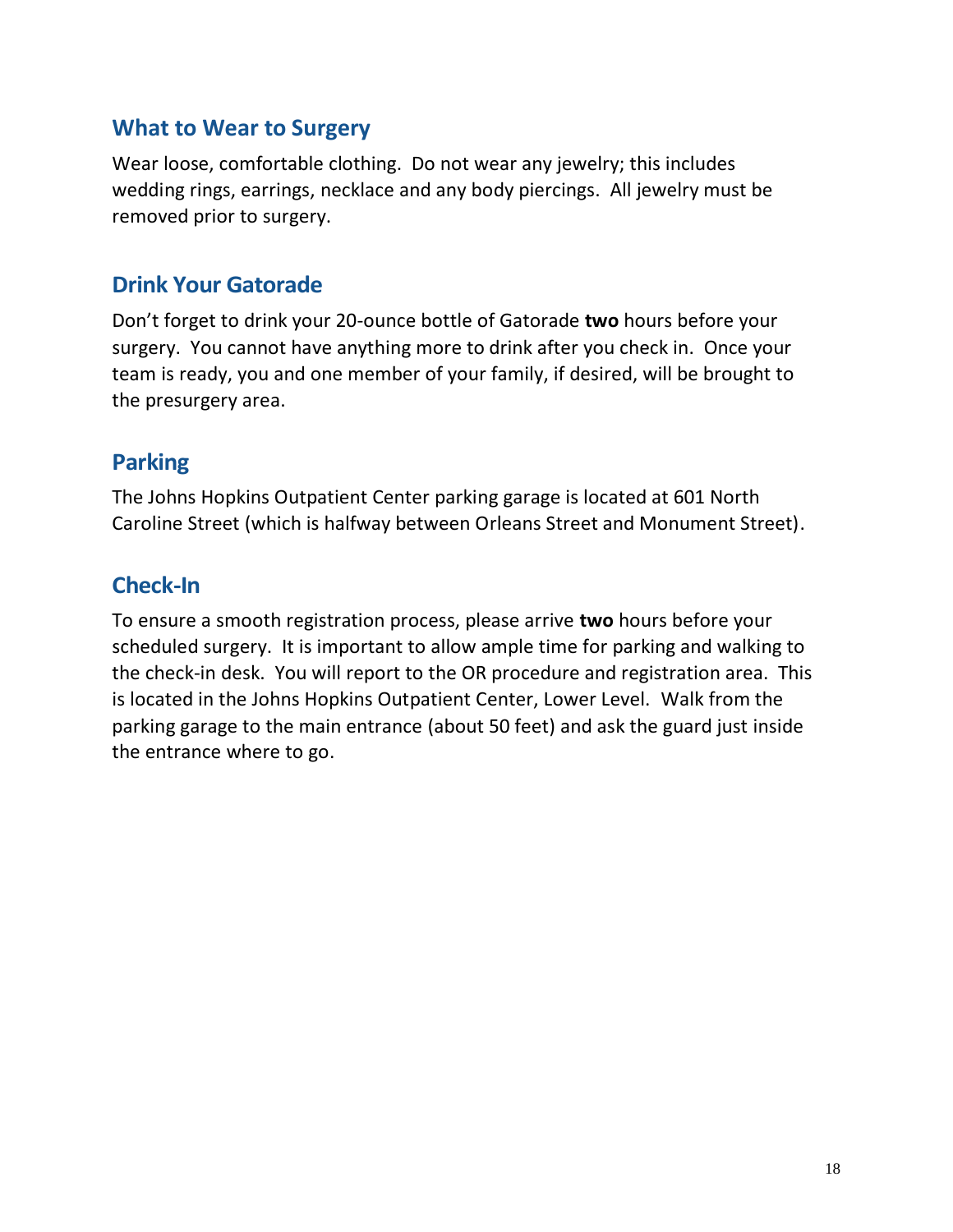## What to Wear to Surgery

Wear loose, comfortable clothing. Do not wear any jewelry; this includes wedding rings, earrings, necklace and any body piercings. All jewelry must be removed prior to surgery.

## Drink Your Gatorade

Don't forget to drink your 20-ounce bottle of Gatorade **two** hours before your surgery. You cannot have anything more to drink after you check in. Once your team is ready, you and one member of your family, if desired, will be brought to the presurgery area.

## Parking

The Johns Hopkins Outpatient Center parking garage is located at 601 North Caroline Street (which is halfway between Orleans Street and Monument Street).

## Check-In

To ensure a smooth registration process, please arrive **two** hours before your scheduled surgery. It is important to allow ample time for parking and walking to the check-in desk. You will report to the OR procedure and registration area. This is located in the Johns Hopkins Outpatient Center, Lower Level. Walk from the parking garage to the main entrance (about 50 feet) and ask the guard just inside the entrance where to go.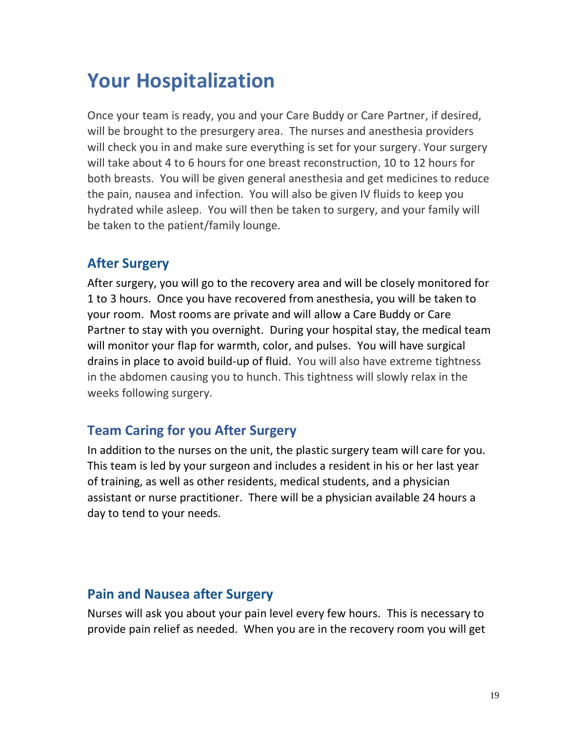# Your Hospitalization

Once your team is ready, you and your Care Buddy or Care Partner, if desired, will be brought to the presurgery area. The nurses and anesthesia providers will check you in and make sure everything is set for your surgery. Your surgery will take about 4 to 6 hours for one breast reconstruction, 10 to 12 hours for both breasts. You will be given general anesthesia and get medicines to reduce the pain, nausea and infection. You will also be given IV fluids to keep you hydrated while asleep. You will then be taken to surgery, and your family will be taken to the patient/family lounge.

## After Surgery

After surgery, you will go to the recovery area and will be closely monitored for 1 to 3 hours. Once you have recovered from anesthesia, you will be taken to your room. Most rooms are private and will allow a Care Buddy or Care Partner to stay with you overnight. During your hospital stay, the medical team will monitor your flap for warmth, color, and pulses. You will have surgical drains in place to avoid build-up of fluid. You will also have extreme tightness in the abdomen causing you to hunch. This tightness will slowly relax in the weeks following surgery.

## Team Caring for you After Surgery

In addition to the nurses on the unit, the plastic surgery team will care for you. This team is led by your surgeon and includes a resident in his or her last year of training, as well as other residents, medical students, and a physician assistant or nurse practitioner. There will be a physician available 24 hours a day to tend to your needs.

## Pain and Nausea after Surgery

Nurses will ask you about your pain level every few hours. This is necessary to provide pain relief as needed. When you are in the recovery room you will get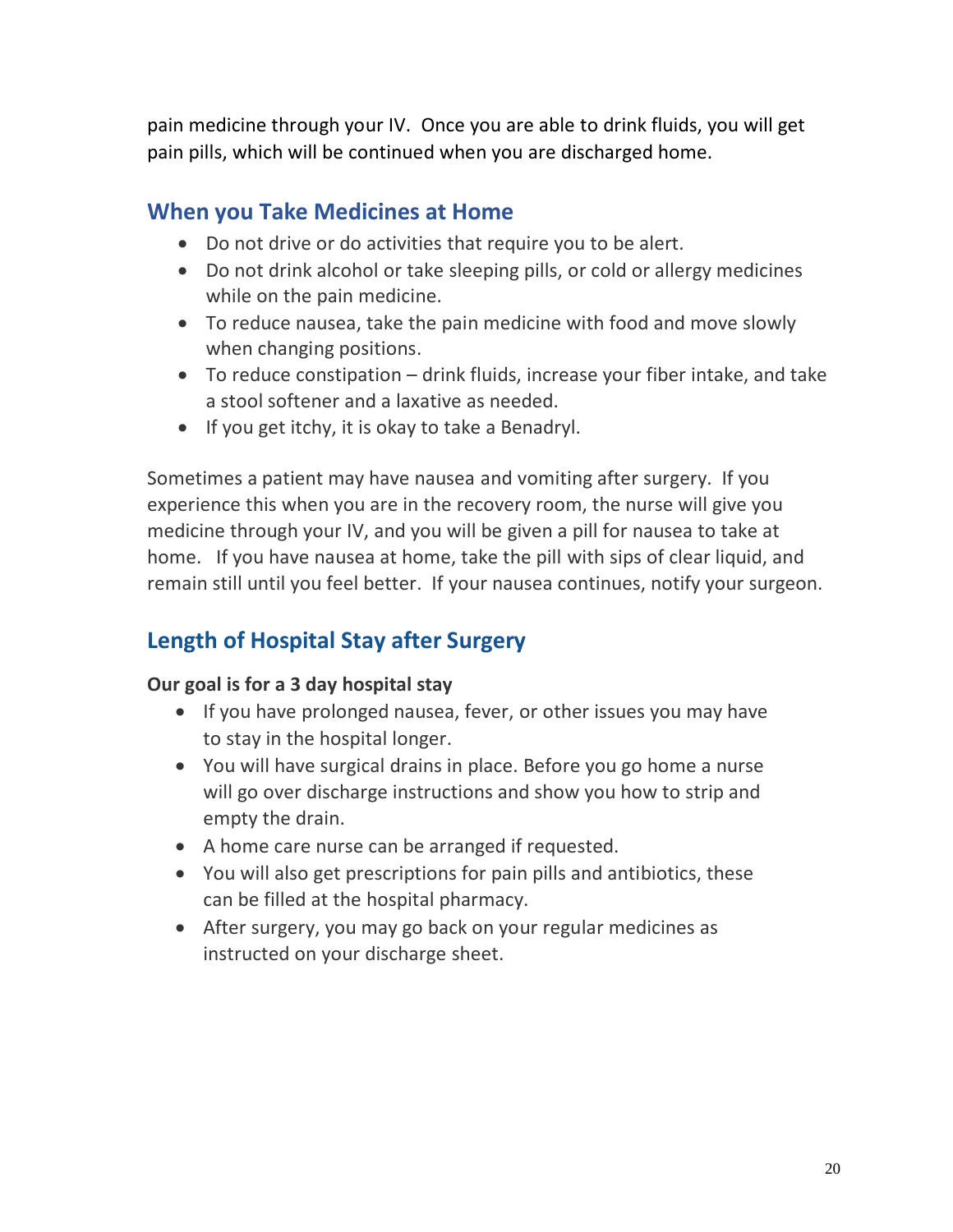pain medicine through your IV. Once you are able to drink fluids, you will get pain pills, which will be continued when you are discharged home.

## When you Take Medicines at Home

- Do not drive or do activities that require you to be alert.
- Do not drink alcohol or take sleeping pills, or cold or allergy medicines while on the pain medicine.
- To reduce nausea, take the pain medicine with food and move slowly when changing positions.
- To reduce constipation – drink fluids, increase your fiber intake, and take a stool softener and a laxative as needed.
- If you get itchy, it is okay to take a Benadryl.

Sometimes a patient may have nausea and vomiting after surgery. If you experience this when you are in the recovery room, the nurse will give you medicine through your IV, and you will be given a pill for nausea to take at home. If you have nausea at home, take the pill with sips of clear liquid, and remain still until you feel better. If your nausea continues, notify your surgeon.

## Length of Hospital Stay after Surgery

**Our goal is for a 3 day hospital stay**

- If you have prolonged nausea, fever, or other issues you may have to stay in the hospital longer.
- You will have surgical drains in place. Before you go home a nurse will go over discharge instructions and show you how to strip and empty the drain.
- A home care nurse can be arranged if requested.
- You will also get prescriptions for pain pills and antibiotics, these can be filled at the hospital pharmacy.
- After surgery, you may go back on your regular medicines as instructed on your discharge sheet.